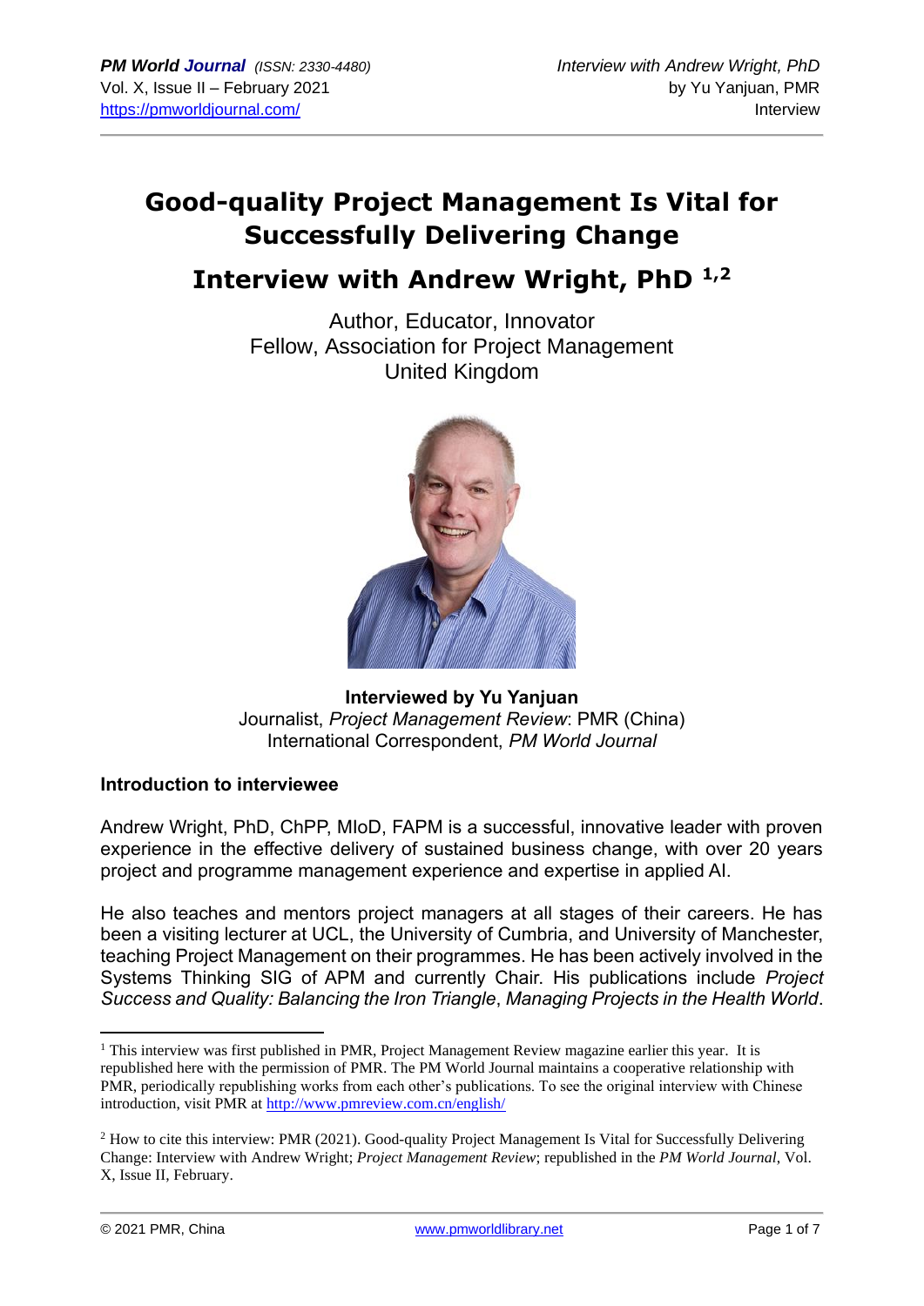# Good-quality Project Management Is Vital for Successfully Delivering Change

## Interview with Andrew Wright, PhD [1,2]

Author, Educator, Innovator
Fellow, Association for Project Management
United Kingdom

**Interviewed by Yu Yanjuan**
Journalist, *Project Management Review*: PMR (China)
International Correspondent, *PM World Journal*

### Introduction to interviewee

Andrew Wright, PhD, ChPP, MIoD, FAPM is a successful, innovative leader with proven experience in the effective delivery of sustained business change, with over 20 years project and programme management experience and expertise in applied AI.

He also teaches and mentors project managers at all stages of their careers. He has been a visiting lecturer at UCL, the University of Cumbria, and University of Manchester, teaching Project Management on their programmes. He has been actively involved in the Systems Thinking SIG of APM and currently Chair. His publications include *Project Success and Quality: Balancing the Iron Triangle*, *Managing Projects in the Health World*.

---

[1] This interview was first published in PMR, Project Management Review magazine earlier this year. It is republished here with the permission of PMR. The PM World Journal maintains a cooperative relationship with PMR, periodically republishing works from each other's publications. To see the original interview with Chinese introduction, visit PMR at http://www.pmreview.com.cn/english/

[2] How to cite this interview: PMR (2021). Good-quality Project Management Is Vital for Successfully Delivering Change: Interview with Andrew Wright; *Project Management Review*; republished in the *PM World Journal*, Vol. X, Issue II, February.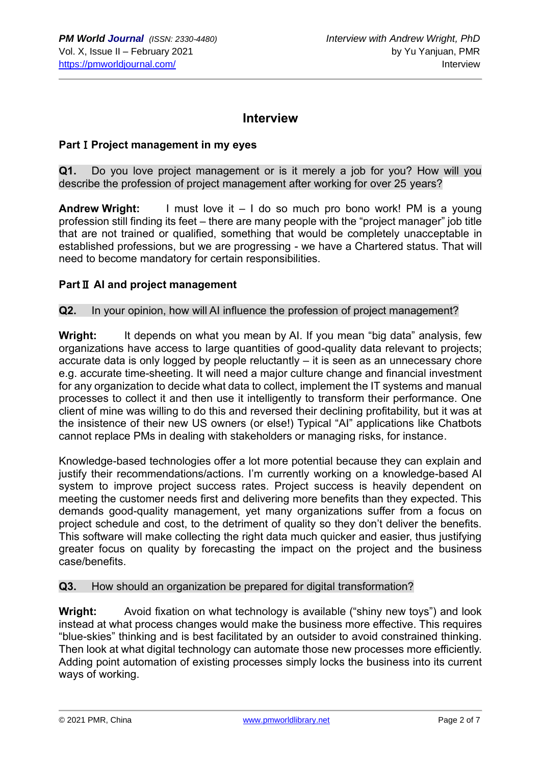## Interview

### Part Ⅰ Project management in my eyes

**Q1.** Do you love project management or is it merely a job for you? How will you describe the profession of project management after working for over 25 years?

**Andrew Wright:** I must love it – I do so much pro bono work! PM is a young profession still finding its feet – there are many people with the "project manager" job title that are not trained or qualified, something that would be completely unacceptable in established professions, but we are progressing - we have a Chartered status. That will need to become mandatory for certain responsibilities.

### Part Ⅱ AI and project management

**Q2.** In your opinion, how will AI influence the profession of project management?

**Wright:** It depends on what you mean by AI. If you mean "big data" analysis, few organizations have access to large quantities of good-quality data relevant to projects; accurate data is only logged by people reluctantly – it is seen as an unnecessary chore e.g. accurate time-sheeting. It will need a major culture change and financial investment for any organization to decide what data to collect, implement the IT systems and manual processes to collect it and then use it intelligently to transform their performance. One client of mine was willing to do this and reversed their declining profitability, but it was at the insistence of their new US owners (or else!) Typical "AI" applications like Chatbots cannot replace PMs in dealing with stakeholders or managing risks, for instance.

Knowledge-based technologies offer a lot more potential because they can explain and justify their recommendations/actions. I'm currently working on a knowledge-based AI system to improve project success rates. Project success is heavily dependent on meeting the customer needs first and delivering more benefits than they expected. This demands good-quality management, yet many organizations suffer from a focus on project schedule and cost, to the detriment of quality so they don't deliver the benefits. This software will make collecting the right data much quicker and easier, thus justifying greater focus on quality by forecasting the impact on the project and the business case/benefits.

**Q3.** How should an organization be prepared for digital transformation?

**Wright:** Avoid fixation on what technology is available ("shiny new toys") and look instead at what process changes would make the business more effective. This requires "blue-skies" thinking and is best facilitated by an outsider to avoid constrained thinking. Then look at what digital technology can automate those new processes more efficiently. Adding point automation of existing processes simply locks the business into its current ways of working.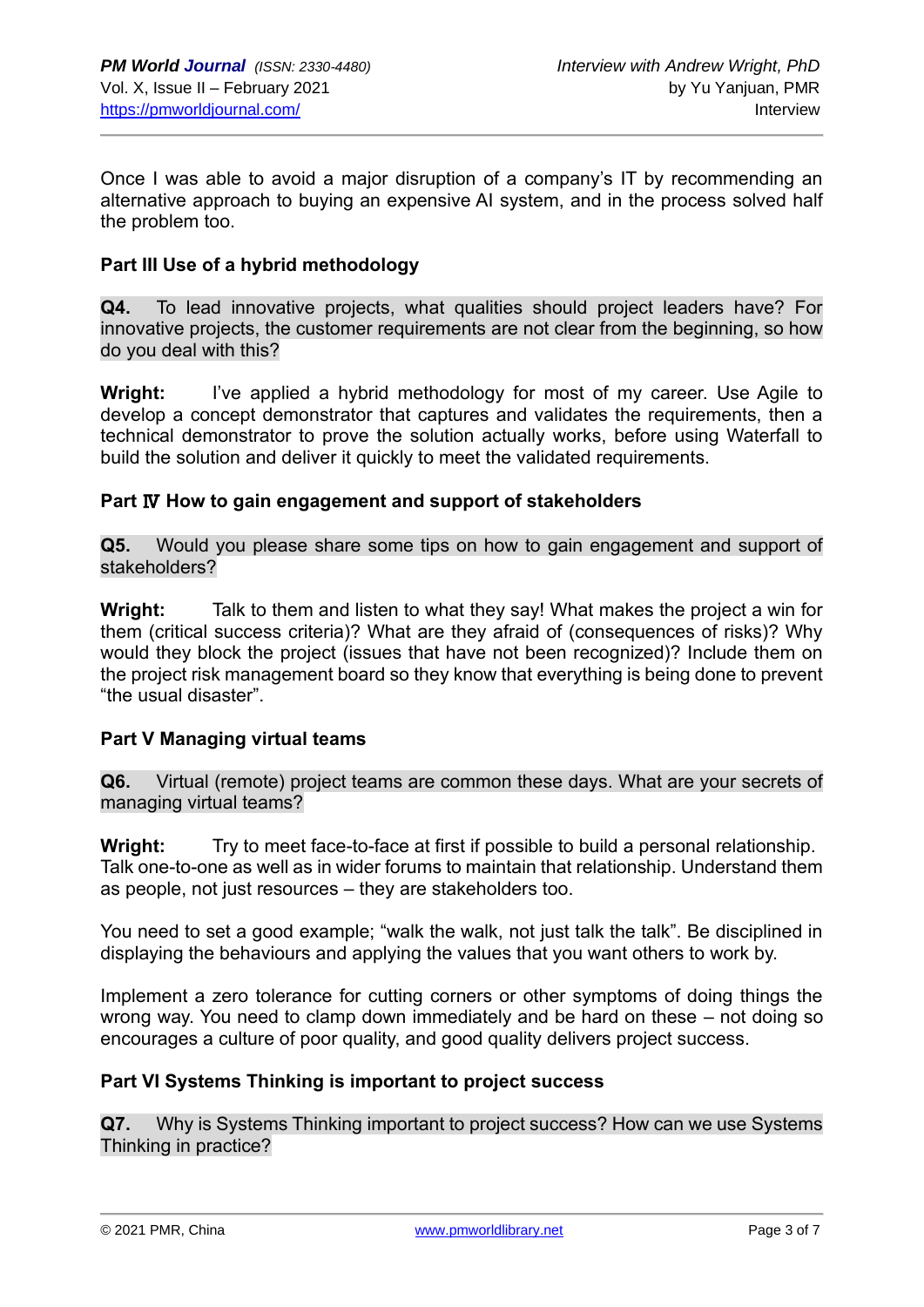Once I was able to avoid a major disruption of a company's IT by recommending an alternative approach to buying an expensive AI system, and in the process solved half the problem too.

### Part III Use of a hybrid methodology

**Q4.** To lead innovative projects, what qualities should project leaders have? For innovative projects, the customer requirements are not clear from the beginning, so how do you deal with this?

**Wright:** I've applied a hybrid methodology for most of my career. Use Agile to develop a concept demonstrator that captures and validates the requirements, then a technical demonstrator to prove the solution actually works, before using Waterfall to build the solution and deliver it quickly to meet the validated requirements.

### Part Ⅳ How to gain engagement and support of stakeholders

**Q5.** Would you please share some tips on how to gain engagement and support of stakeholders?

**Wright:** Talk to them and listen to what they say! What makes the project a win for them (critical success criteria)? What are they afraid of (consequences of risks)? Why would they block the project (issues that have not been recognized)? Include them on the project risk management board so they know that everything is being done to prevent "the usual disaster".

### Part V Managing virtual teams

**Q6.** Virtual (remote) project teams are common these days. What are your secrets of managing virtual teams?

**Wright:** Try to meet face-to-face at first if possible to build a personal relationship. Talk one-to-one as well as in wider forums to maintain that relationship. Understand them as people, not just resources – they are stakeholders too.

You need to set a good example; "walk the walk, not just talk the talk". Be disciplined in displaying the behaviours and applying the values that you want others to work by.

Implement a zero tolerance for cutting corners or other symptoms of doing things the wrong way. You need to clamp down immediately and be hard on these – not doing so encourages a culture of poor quality, and good quality delivers project success.

### Part VI Systems Thinking is important to project success

**Q7.** Why is Systems Thinking important to project success? How can we use Systems Thinking in practice?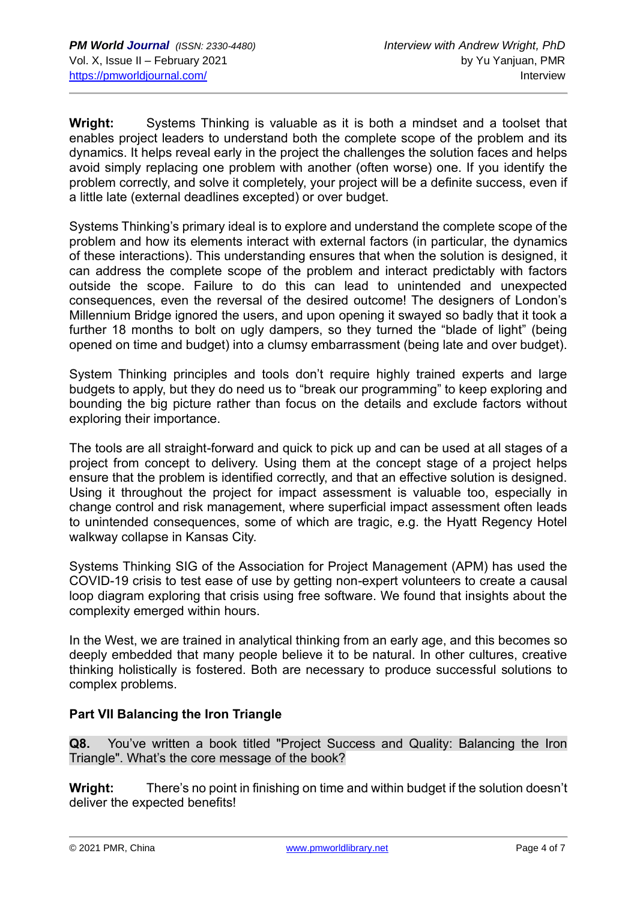**Wright:** Systems Thinking is valuable as it is both a mindset and a toolset that enables project leaders to understand both the complete scope of the problem and its dynamics. It helps reveal early in the project the challenges the solution faces and helps avoid simply replacing one problem with another (often worse) one. If you identify the problem correctly, and solve it completely, your project will be a definite success, even if a little late (external deadlines excepted) or over budget.

Systems Thinking's primary ideal is to explore and understand the complete scope of the problem and how its elements interact with external factors (in particular, the dynamics of these interactions). This understanding ensures that when the solution is designed, it can address the complete scope of the problem and interact predictably with factors outside the scope. Failure to do this can lead to unintended and unexpected consequences, even the reversal of the desired outcome! The designers of London's Millennium Bridge ignored the users, and upon opening it swayed so badly that it took a further 18 months to bolt on ugly dampers, so they turned the "blade of light" (being opened on time and budget) into a clumsy embarrassment (being late and over budget).

System Thinking principles and tools don't require highly trained experts and large budgets to apply, but they do need us to "break our programming" to keep exploring and bounding the big picture rather than focus on the details and exclude factors without exploring their importance.

The tools are all straight-forward and quick to pick up and can be used at all stages of a project from concept to delivery. Using them at the concept stage of a project helps ensure that the problem is identified correctly, and that an effective solution is designed. Using it throughout the project for impact assessment is valuable too, especially in change control and risk management, where superficial impact assessment often leads to unintended consequences, some of which are tragic, e.g. the Hyatt Regency Hotel walkway collapse in Kansas City.

Systems Thinking SIG of the Association for Project Management (APM) has used the COVID-19 crisis to test ease of use by getting non-expert volunteers to create a causal loop diagram exploring that crisis using free software. We found that insights about the complexity emerged within hours.

In the West, we are trained in analytical thinking from an early age, and this becomes so deeply embedded that many people believe it to be natural. In other cultures, creative thinking holistically is fostered. Both are necessary to produce successful solutions to complex problems.

## Part VII Balancing the Iron Triangle

**Q8.** You've written a book titled "Project Success and Quality: Balancing the Iron Triangle". What's the core message of the book?

**Wright:** There's no point in finishing on time and within budget if the solution doesn't deliver the expected benefits!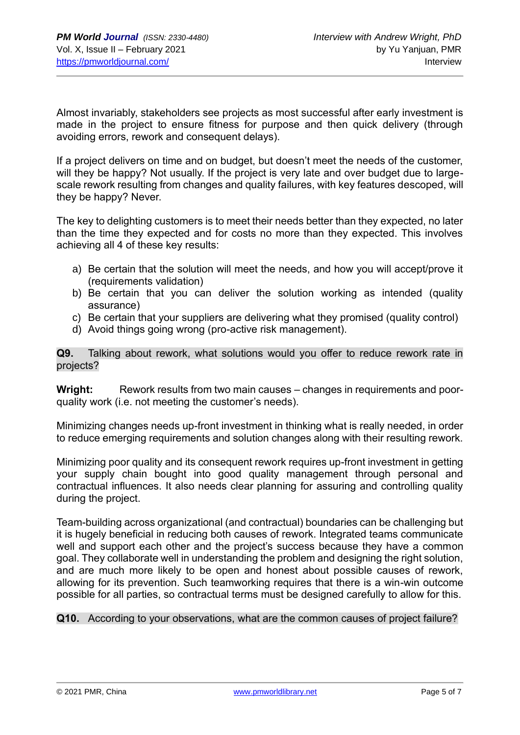Almost invariably, stakeholders see projects as most successful after early investment is made in the project to ensure fitness for purpose and then quick delivery (through avoiding errors, rework and consequent delays).

If a project delivers on time and on budget, but doesn't meet the needs of the customer, will they be happy? Not usually. If the project is very late and over budget due to large-scale rework resulting from changes and quality failures, with key features descoped, will they be happy? Never.

The key to delighting customers is to meet their needs better than they expected, no later than the time they expected and for costs no more than they expected. This involves achieving all 4 of these key results:

a) Be certain that the solution will meet the needs, and how you will accept/prove it (requirements validation)
b) Be certain that you can deliver the solution working as intended (quality assurance)
c) Be certain that your suppliers are delivering what they promised (quality control)
d) Avoid things going wrong (pro-active risk management).

**Q9.** Talking about rework, what solutions would you offer to reduce rework rate in projects?

**Wright:** Rework results from two main causes – changes in requirements and poor-quality work (i.e. not meeting the customer's needs).

Minimizing changes needs up-front investment in thinking what is really needed, in order to reduce emerging requirements and solution changes along with their resulting rework.

Minimizing poor quality and its consequent rework requires up-front investment in getting your supply chain bought into good quality management through personal and contractual influences. It also needs clear planning for assuring and controlling quality during the project.

Team-building across organizational (and contractual) boundaries can be challenging but it is hugely beneficial in reducing both causes of rework. Integrated teams communicate well and support each other and the project's success because they have a common goal. They collaborate well in understanding the problem and designing the right solution, and are much more likely to be open and honest about possible causes of rework, allowing for its prevention. Such teamworking requires that there is a win-win outcome possible for all parties, so contractual terms must be designed carefully to allow for this.

**Q10.** According to your observations, what are the common causes of project failure?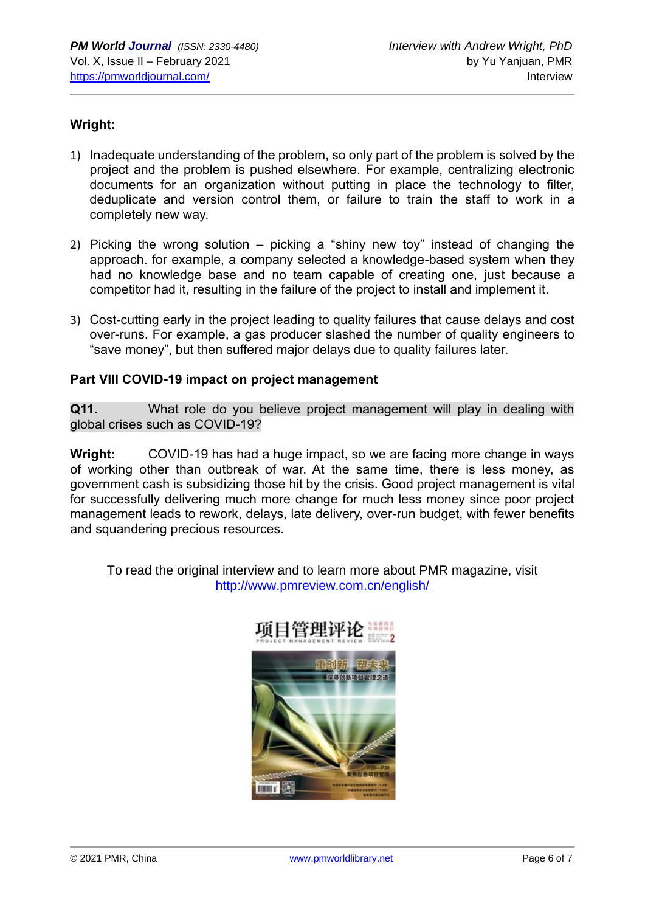**Wright:**

1) Inadequate understanding of the problem, so only part of the problem is solved by the project and the problem is pushed elsewhere. For example, centralizing electronic documents for an organization without putting in place the technology to filter, deduplicate and version control them, or failure to train the staff to work in a completely new way.

2) Picking the wrong solution – picking a "shiny new toy" instead of changing the approach. for example, a company selected a knowledge-based system when they had no knowledge base and no team capable of creating one, just because a competitor had it, resulting in the failure of the project to install and implement it.

3) Cost-cutting early in the project leading to quality failures that cause delays and cost over-runs. For example, a gas producer slashed the number of quality engineers to "save money", but then suffered major delays due to quality failures later.

**Part VIII COVID-19 impact on project management**

**Q11.** What role do you believe project management will play in dealing with global crises such as COVID-19?

**Wright:** COVID-19 has had a huge impact, so we are facing more change in ways of working other than outbreak of war. At the same time, there is less money, as government cash is subsidizing those hit by the crisis. Good project management is vital for successfully delivering much more change for much less money since poor project management leads to rework, delays, late delivery, over-run budget, with fewer benefits and squandering precious resources.

To read the original interview and to learn more about PMR magazine, visit http://www.pmreview.com.cn/english/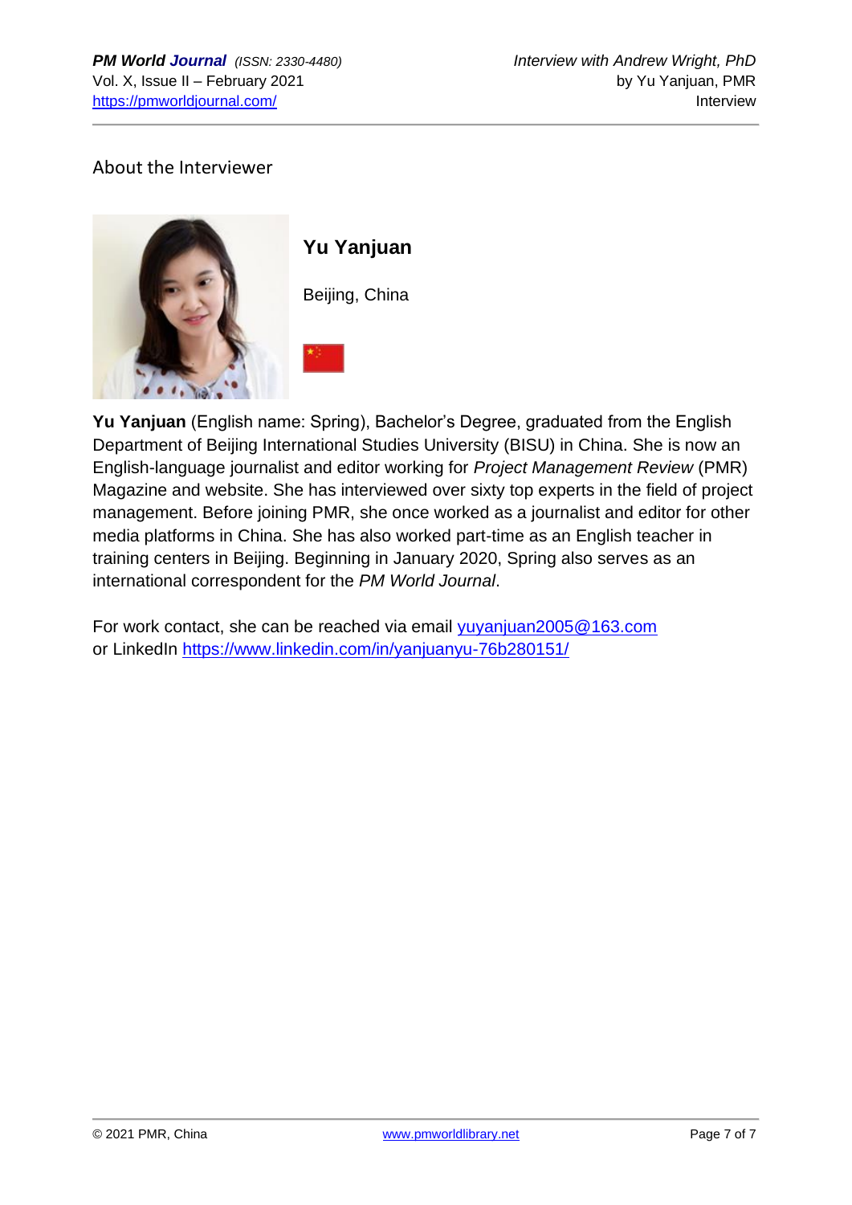## About the Interviewer

### Yu Yanjuan

Beijing, China

**Yu Yanjuan** (English name: Spring), Bachelor's Degree, graduated from the English Department of Beijing International Studies University (BISU) in China. She is now an English-language journalist and editor working for *Project Management Review* (PMR) Magazine and website. She has interviewed over sixty top experts in the field of project management. Before joining PMR, she once worked as a journalist and editor for other media platforms in China. She has also worked part-time as an English teacher in training centers in Beijing. Beginning in January 2020, Spring also serves as an international correspondent for the *PM World Journal*.

For work contact, she can be reached via email yuyanjuan2005@163.com or LinkedIn https://www.linkedin.com/in/yanjuanyu-76b280151/